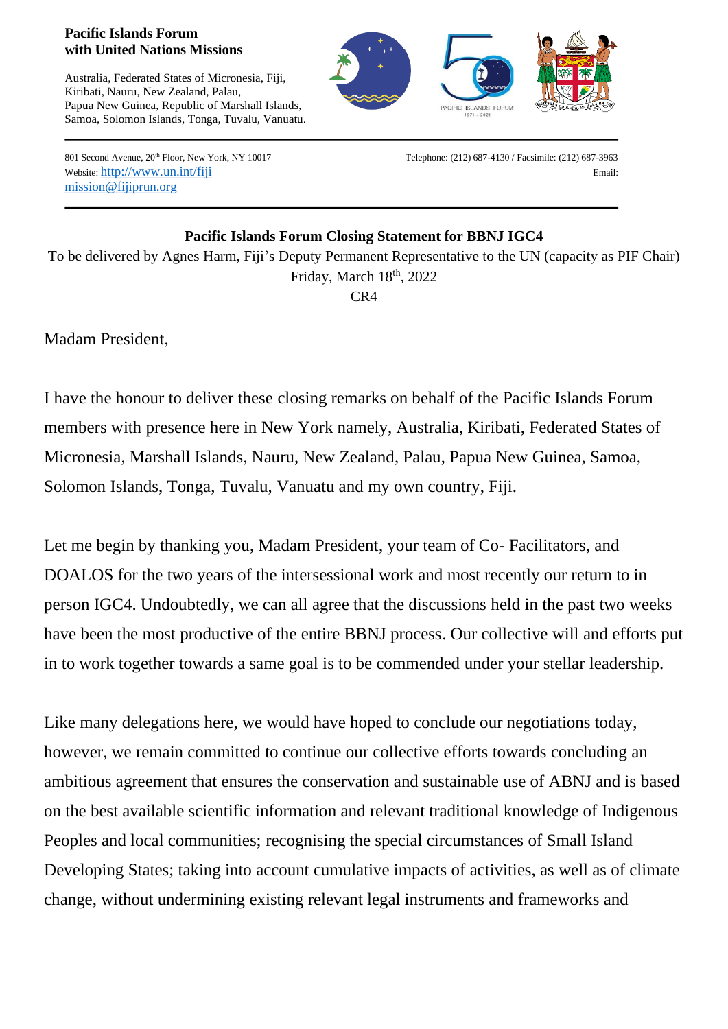**Pacific Islands Forum**
**with United Nations Missions**

Australia, Federated States of Micronesia, Fiji, Kiribati, Nauru, New Zealand, Palau, Papua New Guinea, Republic of Marshall Islands, Samoa, Solomon Islands, Tonga, Tuvalu, Vanuatu.

801 Second Avenue, 20th Floor, New York, NY 10017
Website: http://www.un.int/fiji
Telephone: (212) 687-4130 / Facsimile: (212) 687-3963
Email: mission@fijiprun.org

---

**Pacific Islands Forum Closing Statement for BBNJ IGC4**

To be delivered by Agnes Harm, Fiji's Deputy Permanent Representative to the UN (capacity as PIF Chair)
Friday, March 18th, 2022
CR4

Madam President,

I have the honour to deliver these closing remarks on behalf of the Pacific Islands Forum members with presence here in New York namely, Australia, Kiribati, Federated States of Micronesia, Marshall Islands, Nauru, New Zealand, Palau, Papua New Guinea, Samoa, Solomon Islands, Tonga, Tuvalu, Vanuatu and my own country, Fiji.

Let me begin by thanking you, Madam President, your team of Co- Facilitators, and DOALOS for the two years of the intersessional work and most recently our return to in person IGC4. Undoubtedly, we can all agree that the discussions held in the past two weeks have been the most productive of the entire BBNJ process. Our collective will and efforts put in to work together towards a same goal is to be commended under your stellar leadership.

Like many delegations here, we would have hoped to conclude our negotiations today, however, we remain committed to continue our collective efforts towards concluding an ambitious agreement that ensures the conservation and sustainable use of ABNJ and is based on the best available scientific information and relevant traditional knowledge of Indigenous Peoples and local communities; recognising the special circumstances of Small Island Developing States; taking into account cumulative impacts of activities, as well as of climate change, without undermining existing relevant legal instruments and frameworks and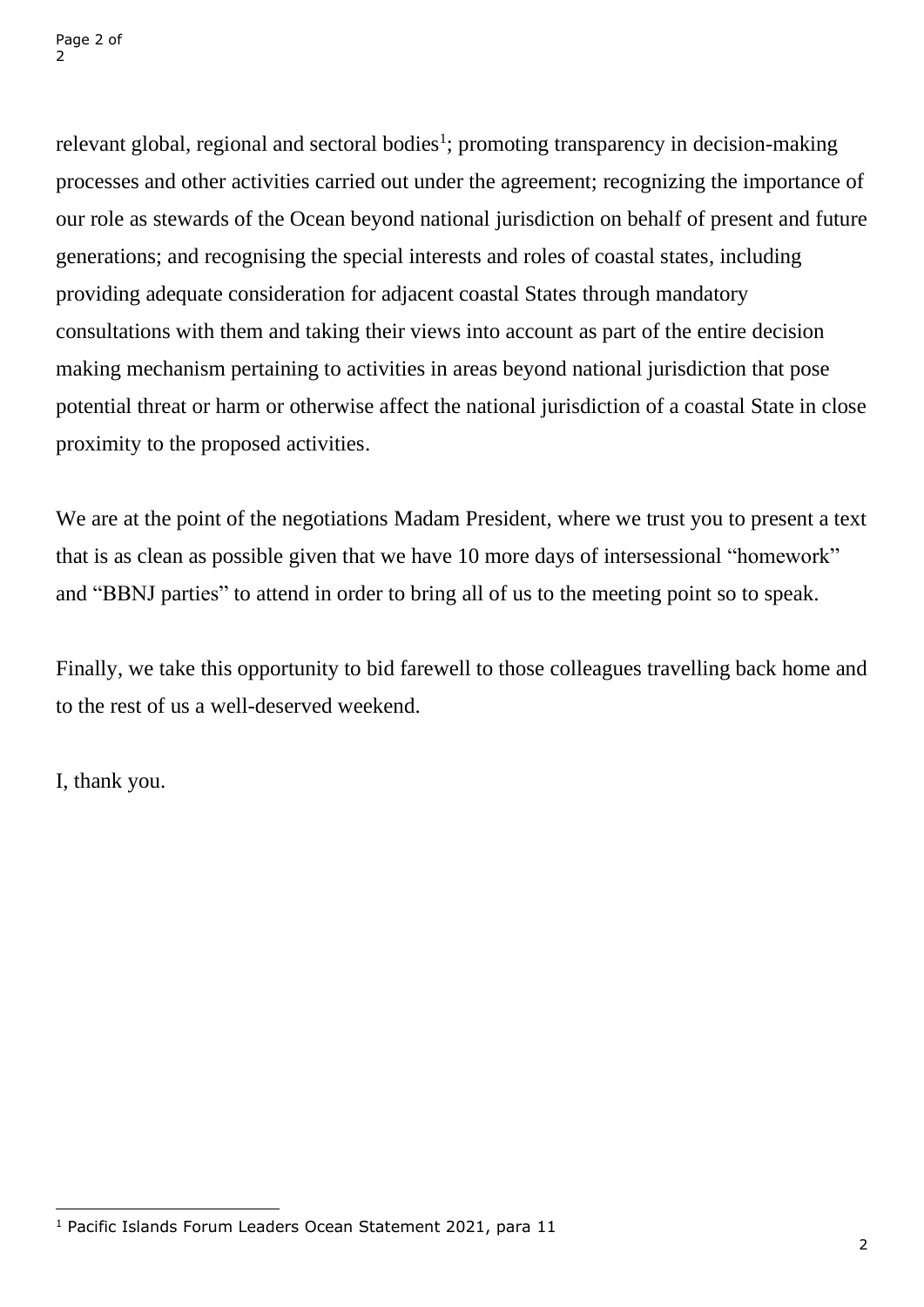relevant global, regional and sectoral bodies[1]; promoting transparency in decision-making processes and other activities carried out under the agreement; recognizing the importance of our role as stewards of the Ocean beyond national jurisdiction on behalf of present and future generations; and recognising the special interests and roles of coastal states, including providing adequate consideration for adjacent coastal States through mandatory consultations with them and taking their views into account as part of the entire decision making mechanism pertaining to activities in areas beyond national jurisdiction that pose potential threat or harm or otherwise affect the national jurisdiction of a coastal State in close proximity to the proposed activities.

We are at the point of the negotiations Madam President, where we trust you to present a text that is as clean as possible given that we have 10 more days of intersessional "homework" and "BBNJ parties" to attend in order to bring all of us to the meeting point so to speak.

Finally, we take this opportunity to bid farewell to those colleagues travelling back home and to the rest of us a well-deserved weekend.

I, thank you.

---

[1] Pacific Islands Forum Leaders Ocean Statement 2021, para 11